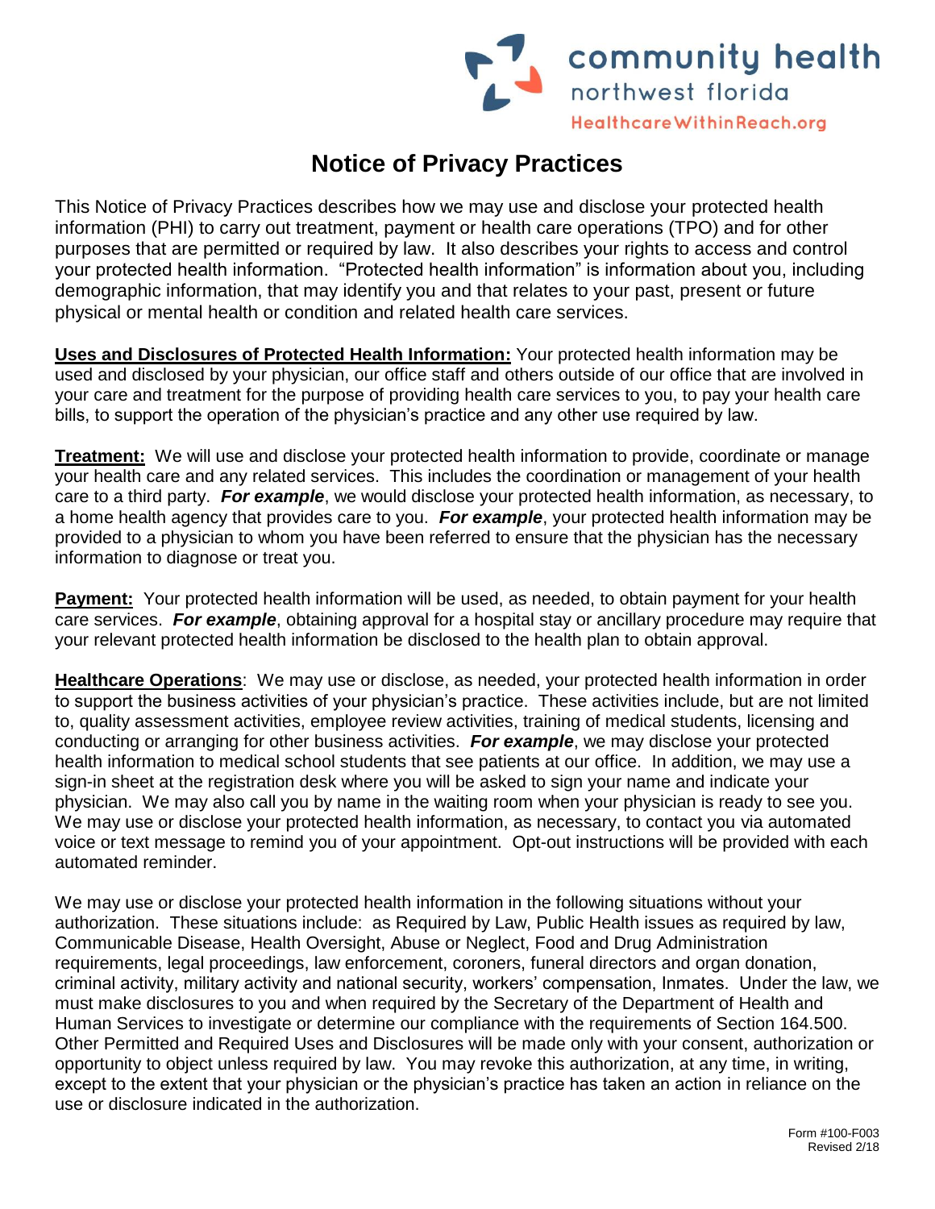community health
northwest florida
HealthcareWithinReach.org

# Notice of Privacy Practices

This Notice of Privacy Practices describes how we may use and disclose your protected health information (PHI) to carry out treatment, payment or health care operations (TPO) and for other purposes that are permitted or required by law. It also describes your rights to access and control your protected health information. "Protected health information" is information about you, including demographic information, that may identify you and that relates to your past, present or future physical or mental health or condition and related health care services.

**Uses and Disclosures of Protected Health Information:** Your protected health information may be used and disclosed by your physician, our office staff and others outside of our office that are involved in your care and treatment for the purpose of providing health care services to you, to pay your health care bills, to support the operation of the physician's practice and any other use required by law.

**Treatment:** We will use and disclose your protected health information to provide, coordinate or manage your health care and any related services. This includes the coordination or management of your health care to a third party. ***For example***, we would disclose your protected health information, as necessary, to a home health agency that provides care to you. ***For example***, your protected health information may be provided to a physician to whom you have been referred to ensure that the physician has the necessary information to diagnose or treat you.

**Payment:** Your protected health information will be used, as needed, to obtain payment for your health care services. ***For example***, obtaining approval for a hospital stay or ancillary procedure may require that your relevant protected health information be disclosed to the health plan to obtain approval.

**Healthcare Operations**: We may use or disclose, as needed, your protected health information in order to support the business activities of your physician's practice. These activities include, but are not limited to, quality assessment activities, employee review activities, training of medical students, licensing and conducting or arranging for other business activities. ***For example***, we may disclose your protected health information to medical school students that see patients at our office. In addition, we may use a sign-in sheet at the registration desk where you will be asked to sign your name and indicate your physician. We may also call you by name in the waiting room when your physician is ready to see you. We may use or disclose your protected health information, as necessary, to contact you via automated voice or text message to remind you of your appointment. Opt-out instructions will be provided with each automated reminder.

We may use or disclose your protected health information in the following situations without your authorization. These situations include: as Required by Law, Public Health issues as required by law, Communicable Disease, Health Oversight, Abuse or Neglect, Food and Drug Administration requirements, legal proceedings, law enforcement, coroners, funeral directors and organ donation, criminal activity, military activity and national security, workers' compensation, Inmates. Under the law, we must make disclosures to you and when required by the Secretary of the Department of Health and Human Services to investigate or determine our compliance with the requirements of Section 164.500. Other Permitted and Required Uses and Disclosures will be made only with your consent, authorization or opportunity to object unless required by law. You may revoke this authorization, at any time, in writing, except to the extent that your physician or the physician's practice has taken an action in reliance on the use or disclosure indicated in the authorization.

Form #100-F003
Revised 2/18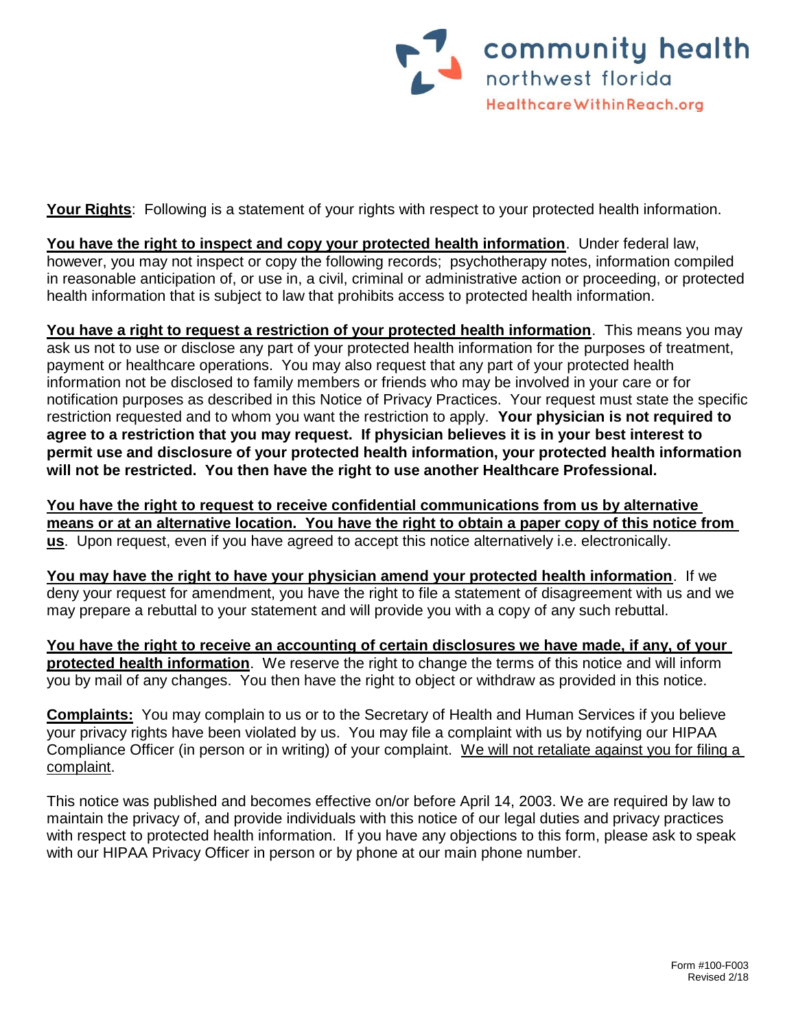**Your Rights**: Following is a statement of your rights with respect to your protected health information.

**You have the right to inspect and copy your protected health information**. Under federal law, however, you may not inspect or copy the following records; psychotherapy notes, information compiled in reasonable anticipation of, or use in, a civil, criminal or administrative action or proceeding, or protected health information that is subject to law that prohibits access to protected health information.

**You have a right to request a restriction of your protected health information**. This means you may ask us not to use or disclose any part of your protected health information for the purposes of treatment, payment or healthcare operations. You may also request that any part of your protected health information not be disclosed to family members or friends who may be involved in your care or for notification purposes as described in this Notice of Privacy Practices. Your request must state the specific restriction requested and to whom you want the restriction to apply. **Your physician is not required to agree to a restriction that you may request. If physician believes it is in your best interest to permit use and disclosure of your protected health information, your protected health information will not be restricted. You then have the right to use another Healthcare Professional.**

**You have the right to request to receive confidential communications from us by alternative means or at an alternative location. You have the right to obtain a paper copy of this notice from us**. Upon request, even if you have agreed to accept this notice alternatively i.e. electronically.

**You may have the right to have your physician amend your protected health information**. If we deny your request for amendment, you have the right to file a statement of disagreement with us and we may prepare a rebuttal to your statement and will provide you with a copy of any such rebuttal.

**You have the right to receive an accounting of certain disclosures we have made, if any, of your protected health information**. We reserve the right to change the terms of this notice and will inform you by mail of any changes. You then have the right to object or withdraw as provided in this notice.

**Complaints:** You may complain to us or to the Secretary of Health and Human Services if you believe your privacy rights have been violated by us. You may file a complaint with us by notifying our HIPAA Compliance Officer (in person or in writing) of your complaint. We will not retaliate against you for filing a complaint.

This notice was published and becomes effective on/or before April 14, 2003. We are required by law to maintain the privacy of, and provide individuals with this notice of our legal duties and privacy practices with respect to protected health information. If you have any objections to this form, please ask to speak with our HIPAA Privacy Officer in person or by phone at our main phone number.

Form #100-F003
Revised 2/18